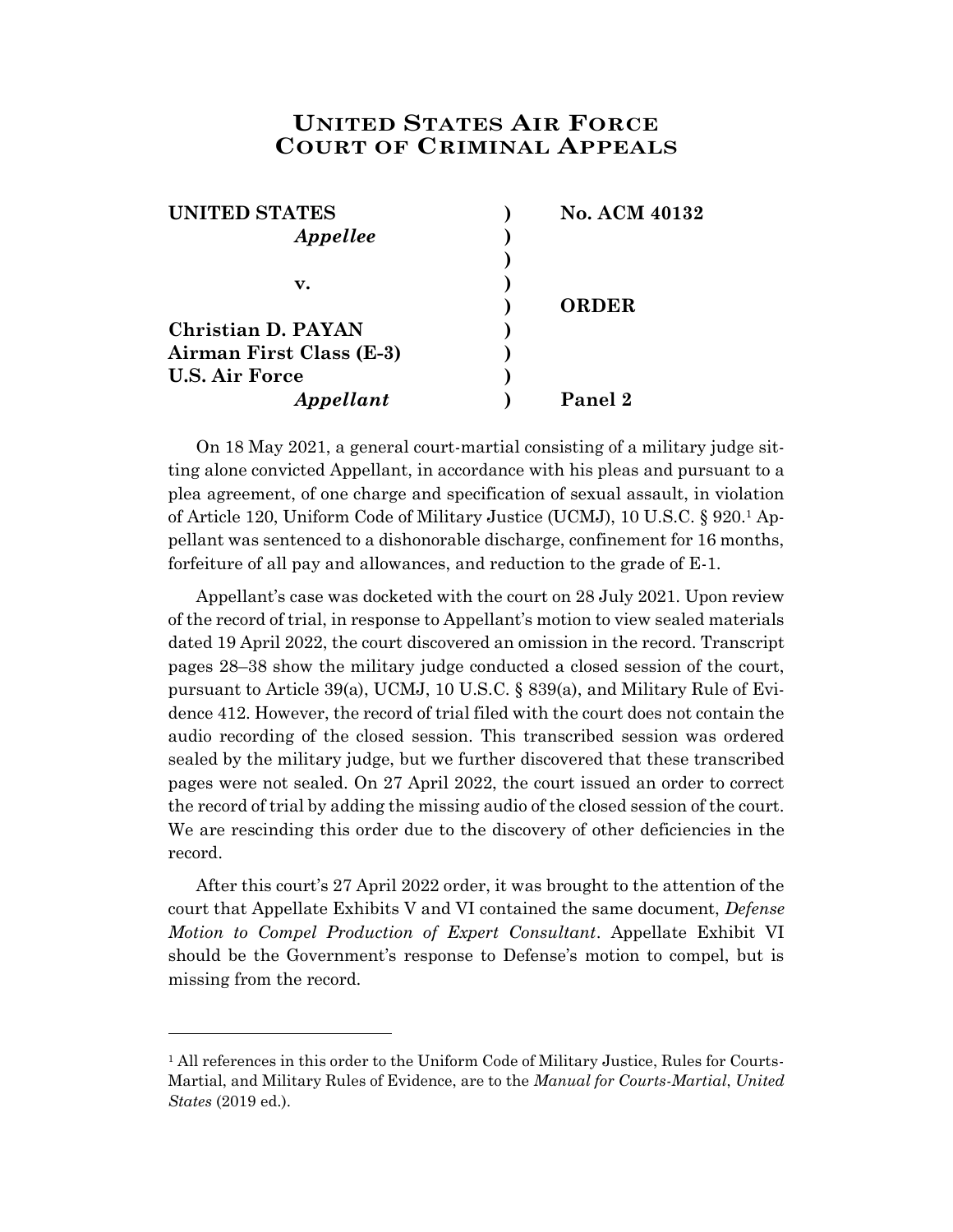# UNITED STATES AIR FORCE COURT OF CRIMINAL APPEALS

| | | |
|---|---|---|
| **UNITED STATES** | **)** | **No. ACM 40132** |
| ***Appellee*** | **)** | |
| | **)** | |
| **v.** | **)** | |
| | **)** | **ORDER** |
| **Christian D. PAYAN** | **)** | |
| **Airman First Class (E-3)** | **)** | |
| **U.S. Air Force** | **)** | |
| ***Appellant*** | **)** | **Panel 2** |

On 18 May 2021, a general court-martial consisting of a military judge sitting alone convicted Appellant, in accordance with his pleas and pursuant to a plea agreement, of one charge and specification of sexual assault, in violation of Article 120, Uniform Code of Military Justice (UCMJ), 10 U.S.C. § 920.[1] Appellant was sentenced to a dishonorable discharge, confinement for 16 months, forfeiture of all pay and allowances, and reduction to the grade of E-1.

Appellant's case was docketed with the court on 28 July 2021. Upon review of the record of trial, in response to Appellant's motion to view sealed materials dated 19 April 2022, the court discovered an omission in the record. Transcript pages 28–38 show the military judge conducted a closed session of the court, pursuant to Article 39(a), UCMJ, 10 U.S.C. § 839(a), and Military Rule of Evidence 412. However, the record of trial filed with the court does not contain the audio recording of the closed session. This transcribed session was ordered sealed by the military judge, but we further discovered that these transcribed pages were not sealed. On 27 April 2022, the court issued an order to correct the record of trial by adding the missing audio of the closed session of the court. We are rescinding this order due to the discovery of other deficiencies in the record.

After this court's 27 April 2022 order, it was brought to the attention of the court that Appellate Exhibits V and VI contained the same document, *Defense Motion to Compel Production of Expert Consultant*. Appellate Exhibit VI should be the Government's response to Defense's motion to compel, but is missing from the record.

---

[1] All references in this order to the Uniform Code of Military Justice, Rules for Courts-Martial, and Military Rules of Evidence, are to the *Manual for Courts-Martial, United States* (2019 ed.).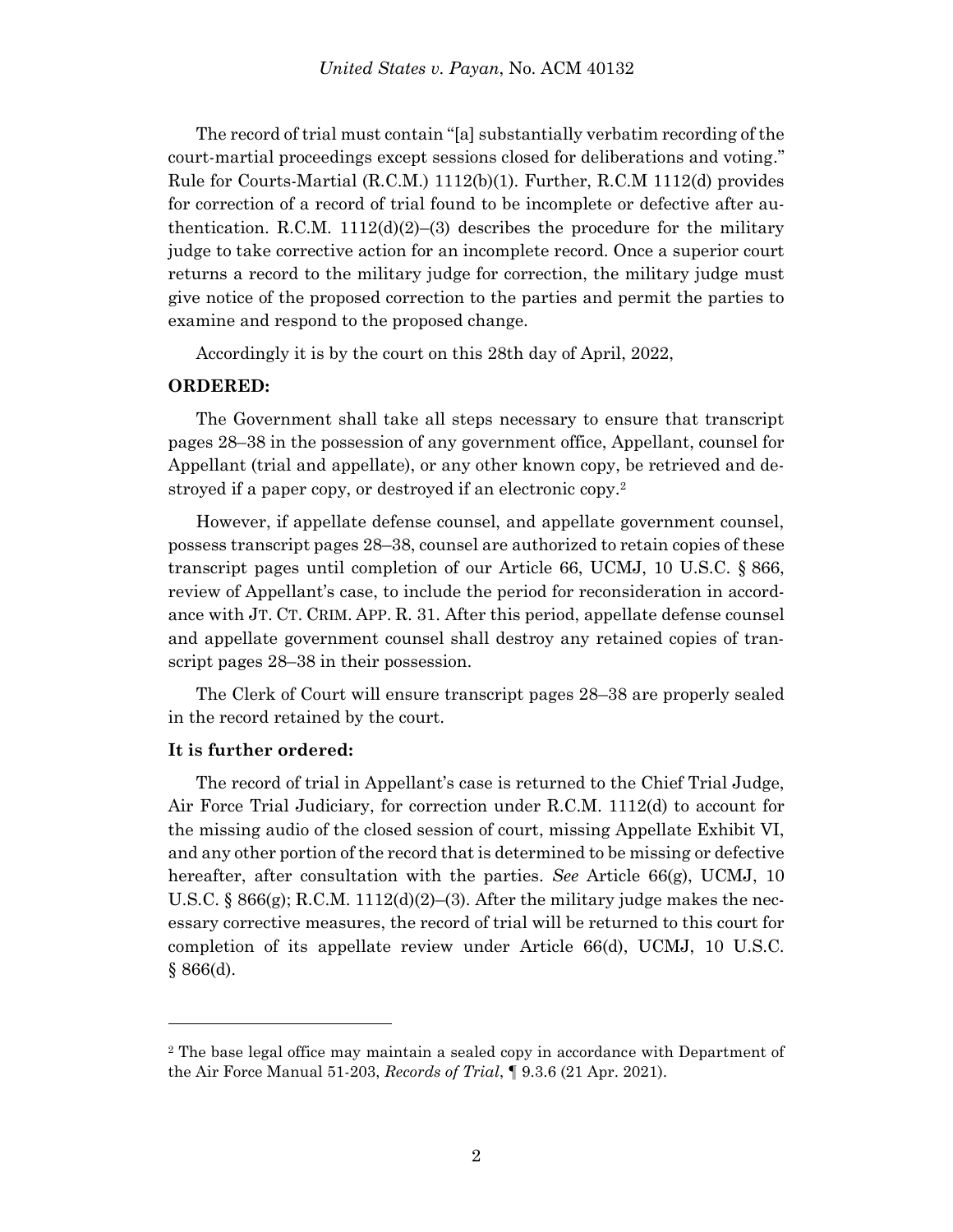The record of trial must contain "[a] substantially verbatim recording of the court-martial proceedings except sessions closed for deliberations and voting." Rule for Courts-Martial (R.C.M.) 1112(b)(1). Further, R.C.M 1112(d) provides for correction of a record of trial found to be incomplete or defective after authentication. R.C.M. 1112(d)(2)–(3) describes the procedure for the military judge to take corrective action for an incomplete record. Once a superior court returns a record to the military judge for correction, the military judge must give notice of the proposed correction to the parties and permit the parties to examine and respond to the proposed change.

Accordingly it is by the court on this 28th day of April, 2022,

**ORDERED:**

The Government shall take all steps necessary to ensure that transcript pages 28–38 in the possession of any government office, Appellant, counsel for Appellant (trial and appellate), or any other known copy, be retrieved and destroyed if a paper copy, or destroyed if an electronic copy.[2]

However, if appellate defense counsel, and appellate government counsel, possess transcript pages 28–38, counsel are authorized to retain copies of these transcript pages until completion of our Article 66, UCMJ, 10 U.S.C. § 866, review of Appellant's case, to include the period for reconsideration in accordance with JT. CT. CRIM. APP. R. 31. After this period, appellate defense counsel and appellate government counsel shall destroy any retained copies of transcript pages 28–38 in their possession.

The Clerk of Court will ensure transcript pages 28–38 are properly sealed in the record retained by the court.

**It is further ordered:**

The record of trial in Appellant's case is returned to the Chief Trial Judge, Air Force Trial Judiciary, for correction under R.C.M. 1112(d) to account for the missing audio of the closed session of court, missing Appellate Exhibit VI, and any other portion of the record that is determined to be missing or defective hereafter, after consultation with the parties. *See* Article 66(g), UCMJ, 10 U.S.C. § 866(g); R.C.M. 1112(d)(2)–(3). After the military judge makes the necessary corrective measures, the record of trial will be returned to this court for completion of its appellate review under Article 66(d), UCMJ, 10 U.S.C. § 866(d).

---

[2] The base legal office may maintain a sealed copy in accordance with Department of the Air Force Manual 51-203, *Records of Trial*, ¶ 9.3.6 (21 Apr. 2021).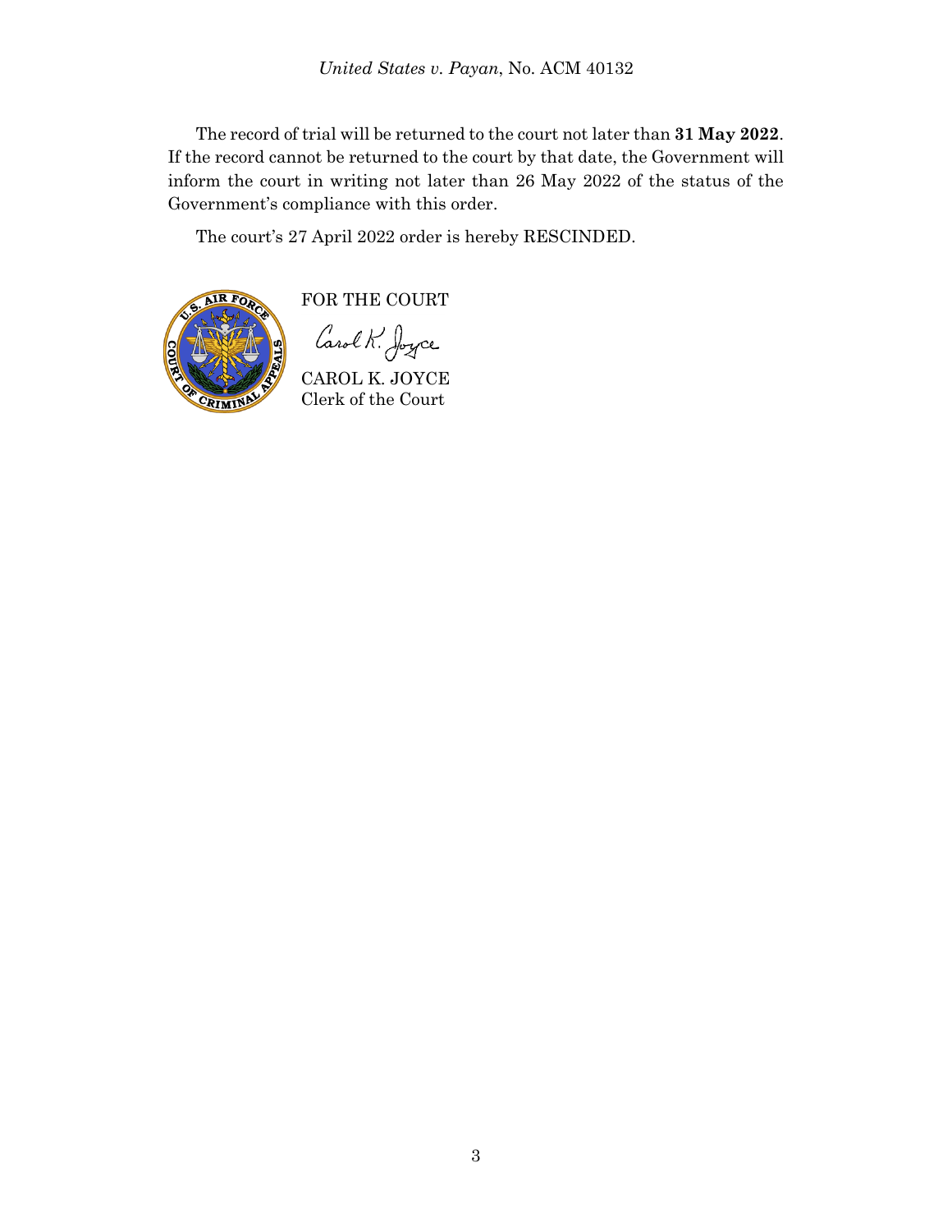The record of trial will be returned to the court not later than **31 May 2022**. If the record cannot be returned to the court by that date, the Government will inform the court in writing not later than 26 May 2022 of the status of the Government's compliance with this order.

The court's 27 April 2022 order is hereby RESCINDED.

FOR THE COURT

CAROL K. JOYCE
Clerk of the Court